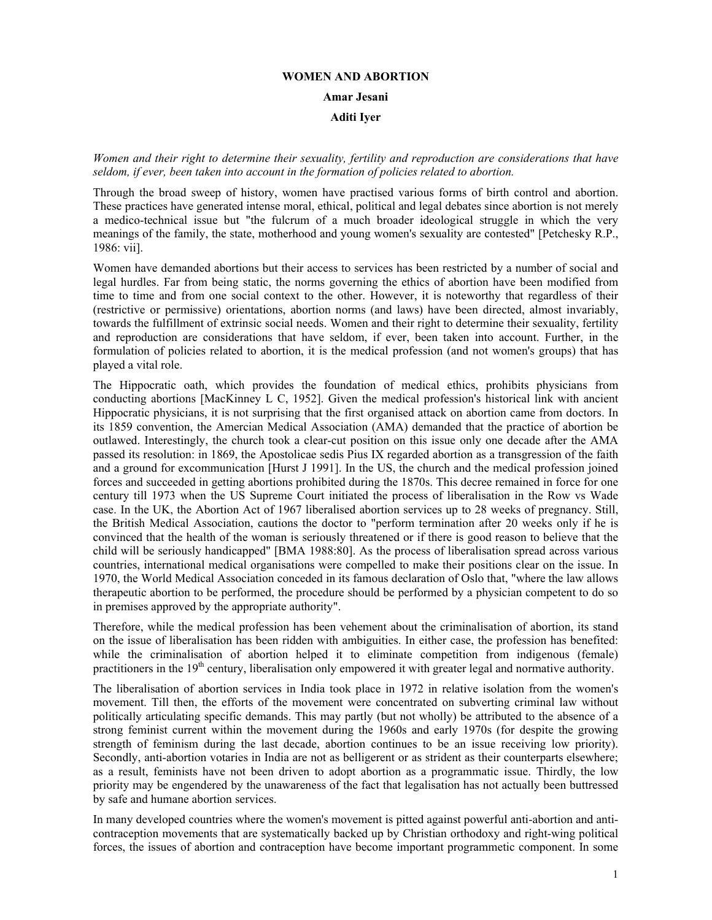# WOMEN AND ABORTION

**Amar Jesani**

**Aditi Iyer**

*Women and their right to determine their sexuality, fertility and reproduction are considerations that have seldom, if ever, been taken into account in the formation of policies related to abortion.*

Through the broad sweep of history, women have practised various forms of birth control and abortion. These practices have generated intense moral, ethical, political and legal debates since abortion is not merely a medico-technical issue but "the fulcrum of a much broader ideological struggle in which the very meanings of the family, the state, motherhood and young women's sexuality are contested" [Petchesky R.P., 1986: vii].

Women have demanded abortions but their access to services has been restricted by a number of social and legal hurdles. Far from being static, the norms governing the ethics of abortion have been modified from time to time and from one social context to the other. However, it is noteworthy that regardless of their (restrictive or permissive) orientations, abortion norms (and laws) have been directed, almost invariably, towards the fulfillment of extrinsic social needs. Women and their right to determine their sexuality, fertility and reproduction are considerations that have seldom, if ever, been taken into account. Further, in the formulation of policies related to abortion, it is the medical profession (and not women's groups) that has played a vital role.

The Hippocratic oath, which provides the foundation of medical ethics, prohibits physicians from conducting abortions [MacKinney L C, 1952]. Given the medical profession's historical link with ancient Hippocratic physicians, it is not surprising that the first organised attack on abortion came from doctors. In its 1859 convention, the Amercian Medical Association (AMA) demanded that the practice of abortion be outlawed. Interestingly, the church took a clear-cut position on this issue only one decade after the AMA passed its resolution: in 1869, the Apostolicae sedis Pius IX regarded abortion as a transgression of the faith and a ground for excommunication [Hurst J 1991]. In the US, the church and the medical profession joined forces and succeeded in getting abortions prohibited during the 1870s. This decree remained in force for one century till 1973 when the US Supreme Court initiated the process of liberalisation in the Row vs Wade case. In the UK, the Abortion Act of 1967 liberalised abortion services up to 28 weeks of pregnancy. Still, the British Medical Association, cautions the doctor to "perform termination after 20 weeks only if he is convinced that the health of the woman is seriously threatened or if there is good reason to believe that the child will be seriously handicapped" [BMA 1988:80]. As the process of liberalisation spread across various countries, international medical organisations were compelled to make their positions clear on the issue. In 1970, the World Medical Association conceded in its famous declaration of Oslo that, "where the law allows therapeutic abortion to be performed, the procedure should be performed by a physician competent to do so in premises approved by the appropriate authority".

Therefore, while the medical profession has been vehement about the criminalisation of abortion, its stand on the issue of liberalisation has been ridden with ambiguities. In either case, the profession has benefited: while the criminalisation of abortion helped it to eliminate competition from indigenous (female) practitioners in the 19th century, liberalisation only empowered it with greater legal and normative authority.

The liberalisation of abortion services in India took place in 1972 in relative isolation from the women's movement. Till then, the efforts of the movement were concentrated on subverting criminal law without politically articulating specific demands. This may partly (but not wholly) be attributed to the absence of a strong feminist current within the movement during the 1960s and early 1970s (for despite the growing strength of feminism during the last decade, abortion continues to be an issue receiving low priority). Secondly, anti-abortion votaries in India are not as belligerent or as strident as their counterparts elsewhere; as a result, feminists have not been driven to adopt abortion as a programmatic issue. Thirdly, the low priority may be engendered by the unawareness of the fact that legalisation has not actually been buttressed by safe and humane abortion services.

In many developed countries where the women's movement is pitted against powerful anti-abortion and anti-contraception movements that are systematically backed up by Christian orthodoxy and right-wing political forces, the issues of abortion and contraception have become important programmetic component. In some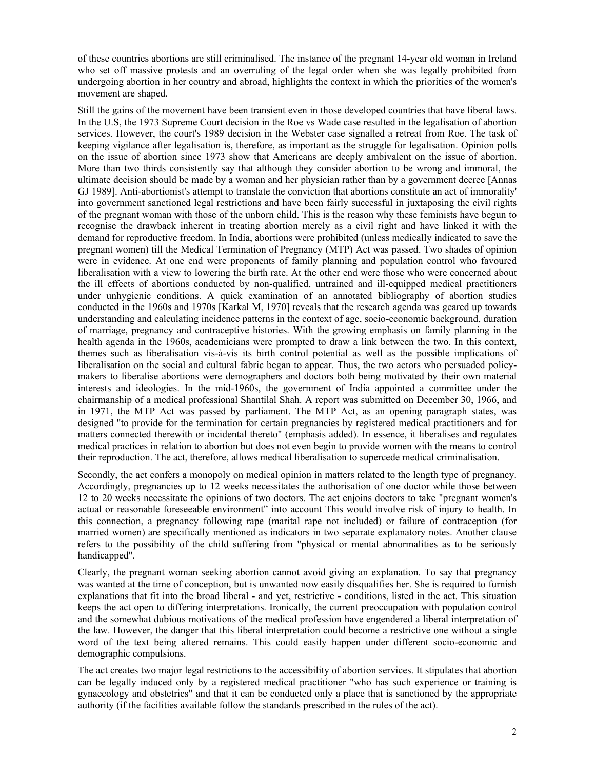of these countries abortions are still criminalised. The instance of the pregnant 14-year old woman in Ireland who set off massive protests and an overruling of the legal order when she was legally prohibited from undergoing abortion in her country and abroad, highlights the context in which the priorities of the women's movement are shaped.

Still the gains of the movement have been transient even in those developed countries that have liberal laws. In the U.S, the 1973 Supreme Court decision in the Roe vs Wade case resulted in the legalisation of abortion services. However, the court's 1989 decision in the Webster case signalled a retreat from Roe. The task of keeping vigilance after legalisation is, therefore, as important as the struggle for legalisation. Opinion polls on the issue of abortion since 1973 show that Americans are deeply ambivalent on the issue of abortion. More than two thirds consistently say that although they consider abortion to be wrong and immoral, the ultimate decision should be made by a woman and her physician rather than by a government decree [Annas GJ 1989]. Anti-abortionist's attempt to translate the conviction that abortions constitute an act of immorality' into government sanctioned legal restrictions and have been fairly successful in juxtaposing the civil rights of the pregnant woman with those of the unborn child. This is the reason why these feminists have begun to recognise the drawback inherent in treating abortion merely as a civil right and have linked it with the demand for reproductive freedom. In India, abortions were prohibited (unless medically indicated to save the pregnant women) till the Medical Termination of Pregnancy (MTP) Act was passed. Two shades of opinion were in evidence. At one end were proponents of family planning and population control who favoured liberalisation with a view to lowering the birth rate. At the other end were those who were concerned about the ill effects of abortions conducted by non-qualified, untrained and ill-equipped medical practitioners under unhygienic conditions. A quick examination of an annotated bibliography of abortion studies conducted in the 1960s and 1970s [Karkal M, 1970] reveals that the research agenda was geared up towards understanding and calculating incidence patterns in the context of age, socio-economic background, duration of marriage, pregnancy and contraceptive histories. With the growing emphasis on family planning in the health agenda in the 1960s, academicians were prompted to draw a link between the two. In this context, themes such as liberalisation vis-à-vis its birth control potential as well as the possible implications of liberalisation on the social and cultural fabric began to appear. Thus, the two actors who persuaded policy-makers to liberalise abortions were demographers and doctors both being motivated by their own material interests and ideologies. In the mid-1960s, the government of India appointed a committee under the chairmanship of a medical professional Shantilal Shah. A report was submitted on December 30, 1966, and in 1971, the MTP Act was passed by parliament. The MTP Act, as an opening paragraph states, was designed "to provide for the termination for certain pregnancies by registered medical practitioners and for matters connected therewith or incidental thereto" (emphasis added). In essence, it liberalises and regulates medical practices in relation to abortion but does not even begin to provide women with the means to control their reproduction. The act, therefore, allows medical liberalisation to supercede medical criminalisation.

Secondly, the act confers a monopoly on medical opinion in matters related to the length type of pregnancy. Accordingly, pregnancies up to 12 weeks necessitates the authorisation of one doctor while those between 12 to 20 weeks necessitate the opinions of two doctors. The act enjoins doctors to take "pregnant women's actual or reasonable foreseeable environment" into account This would involve risk of injury to health. In this connection, a pregnancy following rape (marital rape not included) or failure of contraception (for married women) are specifically mentioned as indicators in two separate explanatory notes. Another clause refers to the possibility of the child suffering from "physical or mental abnormalities as to be seriously handicapped".

Clearly, the pregnant woman seeking abortion cannot avoid giving an explanation. To say that pregnancy was wanted at the time of conception, but is unwanted now easily disqualifies her. She is required to furnish explanations that fit into the broad liberal - and yet, restrictive - conditions, listed in the act. This situation keeps the act open to differing interpretations. Ironically, the current preoccupation with population control and the somewhat dubious motivations of the medical profession have engendered a liberal interpretation of the law. However, the danger that this liberal interpretation could become a restrictive one without a single word of the text being altered remains. This could easily happen under different socio-economic and demographic compulsions.

The act creates two major legal restrictions to the accessibility of abortion services. It stipulates that abortion can be legally induced only by a registered medical practitioner "who has such experience or training is gynaecology and obstetrics" and that it can be conducted only a place that is sanctioned by the appropriate authority (if the facilities available follow the standards prescribed in the rules of the act).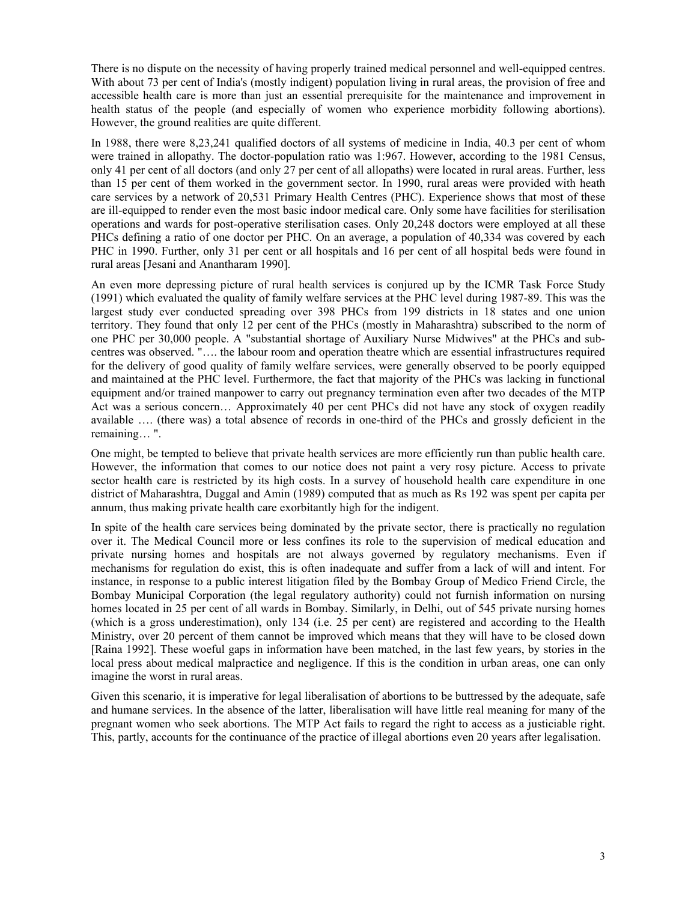There is no dispute on the necessity of having properly trained medical personnel and well-equipped centres. With about 73 per cent of India's (mostly indigent) population living in rural areas, the provision of free and accessible health care is more than just an essential prerequisite for the maintenance and improvement in health status of the people (and especially of women who experience morbidity following abortions). However, the ground realities are quite different.

In 1988, there were 8,23,241 qualified doctors of all systems of medicine in India, 40.3 per cent of whom were trained in allopathy. The doctor-population ratio was 1:967. However, according to the 1981 Census, only 41 per cent of all doctors (and only 27 per cent of all allopaths) were located in rural areas. Further, less than 15 per cent of them worked in the government sector. In 1990, rural areas were provided with heath care services by a network of 20,531 Primary Health Centres (PHC). Experience shows that most of these are ill-equipped to render even the most basic indoor medical care. Only some have facilities for sterilisation operations and wards for post-operative sterilisation cases. Only 20,248 doctors were employed at all these PHCs defining a ratio of one doctor per PHC. On an average, a population of 40,334 was covered by each PHC in 1990. Further, only 31 per cent or all hospitals and 16 per cent of all hospital beds were found in rural areas [Jesani and Anantharam 1990].

An even more depressing picture of rural health services is conjured up by the ICMR Task Force Study (1991) which evaluated the quality of family welfare services at the PHC level during 1987-89. This was the largest study ever conducted spreading over 398 PHCs from 199 districts in 18 states and one union territory. They found that only 12 per cent of the PHCs (mostly in Maharashtra) subscribed to the norm of one PHC per 30,000 people. A "substantial shortage of Auxiliary Nurse Midwives" at the PHCs and sub-centres was observed. "…. the labour room and operation theatre which are essential infrastructures required for the delivery of good quality of family welfare services, were generally observed to be poorly equipped and maintained at the PHC level. Furthermore, the fact that majority of the PHCs was lacking in functional equipment and/or trained manpower to carry out pregnancy termination even after two decades of the MTP Act was a serious concern… Approximately 40 per cent PHCs did not have any stock of oxygen readily available …. (there was) a total absence of records in one-third of the PHCs and grossly deficient in the remaining… ".

One might, be tempted to believe that private health services are more efficiently run than public health care. However, the information that comes to our notice does not paint a very rosy picture. Access to private sector health care is restricted by its high costs. In a survey of household health care expenditure in one district of Maharashtra, Duggal and Amin (1989) computed that as much as Rs 192 was spent per capita per annum, thus making private health care exorbitantly high for the indigent.

In spite of the health care services being dominated by the private sector, there is practically no regulation over it. The Medical Council more or less confines its role to the supervision of medical education and private nursing homes and hospitals are not always governed by regulatory mechanisms. Even if mechanisms for regulation do exist, this is often inadequate and suffer from a lack of will and intent. For instance, in response to a public interest litigation filed by the Bombay Group of Medico Friend Circle, the Bombay Municipal Corporation (the legal regulatory authority) could not furnish information on nursing homes located in 25 per cent of all wards in Bombay. Similarly, in Delhi, out of 545 private nursing homes (which is a gross underestimation), only 134 (i.e. 25 per cent) are registered and according to the Health Ministry, over 20 percent of them cannot be improved which means that they will have to be closed down [Raina 1992]. These woeful gaps in information have been matched, in the last few years, by stories in the local press about medical malpractice and negligence. If this is the condition in urban areas, one can only imagine the worst in rural areas.

Given this scenario, it is imperative for legal liberalisation of abortions to be buttressed by the adequate, safe and humane services. In the absence of the latter, liberalisation will have little real meaning for many of the pregnant women who seek abortions. The MTP Act fails to regard the right to access as a justiciable right. This, partly, accounts for the continuance of the practice of illegal abortions even 20 years after legalisation.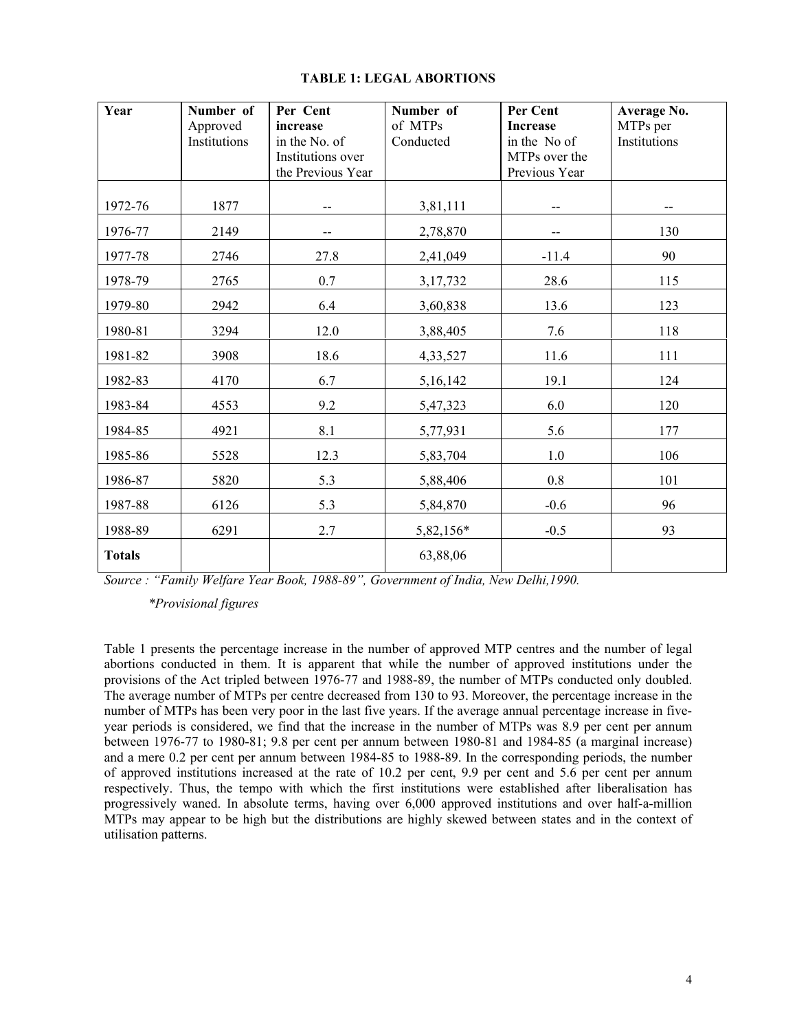**TABLE 1: LEGAL ABORTIONS**

| Year | Number of Approved Institutions | Per Cent increase in the No. of Institutions over the Previous Year | Number of of MTPs Conducted | Per Cent Increase in the No of MTPs over the Previous Year | Average No. MTPs per Institutions |
|---|---|---|---|---|---|
| 1972-76 | 1877 | -- | 3,81,111 | -- | -- |
| 1976-77 | 2149 | -- | 2,78,870 | -- | 130 |
| 1977-78 | 2746 | 27.8 | 2,41,049 | -11.4 | 90 |
| 1978-79 | 2765 | 0.7 | 3,17,732 | 28.6 | 115 |
| 1979-80 | 2942 | 6.4 | 3,60,838 | 13.6 | 123 |
| 1980-81 | 3294 | 12.0 | 3,88,405 | 7.6 | 118 |
| 1981-82 | 3908 | 18.6 | 4,33,527 | 11.6 | 111 |
| 1982-83 | 4170 | 6.7 | 5,16,142 | 19.1 | 124 |
| 1983-84 | 4553 | 9.2 | 5,47,323 | 6.0 | 120 |
| 1984-85 | 4921 | 8.1 | 5,77,931 | 5.6 | 177 |
| 1985-86 | 5528 | 12.3 | 5,83,704 | 1.0 | 106 |
| 1986-87 | 5820 | 5.3 | 5,88,406 | 0.8 | 101 |
| 1987-88 | 6126 | 5.3 | 5,84,870 | -0.6 | 96 |
| 1988-89 | 6291 | 2.7 | 5,82,156* | -0.5 | 93 |
| **Totals** | | | 63,88,06 | | |

*Source : "Family Welfare Year Book, 1988-89", Government of India, New Delhi,1990.*

*\*Provisional figures*

Table 1 presents the percentage increase in the number of approved MTP centres and the number of legal abortions conducted in them. It is apparent that while the number of approved institutions under the provisions of the Act tripled between 1976-77 and 1988-89, the number of MTPs conducted only doubled. The average number of MTPs per centre decreased from 130 to 93. Moreover, the percentage increase in the number of MTPs has been very poor in the last five years. If the average annual percentage increase in five-year periods is considered, we find that the increase in the number of MTPs was 8.9 per cent per annum between 1976-77 to 1980-81; 9.8 per cent per annum between 1980-81 and 1984-85 (a marginal increase) and a mere 0.2 per cent per annum between 1984-85 to 1988-89. In the corresponding periods, the number of approved institutions increased at the rate of 10.2 per cent, 9.9 per cent and 5.6 per cent per annum respectively. Thus, the tempo with which the first institutions were established after liberalisation has progressively waned. In absolute terms, having over 6,000 approved institutions and over half-a-million MTPs may appear to be high but the distributions are highly skewed between states and in the context of utilisation patterns.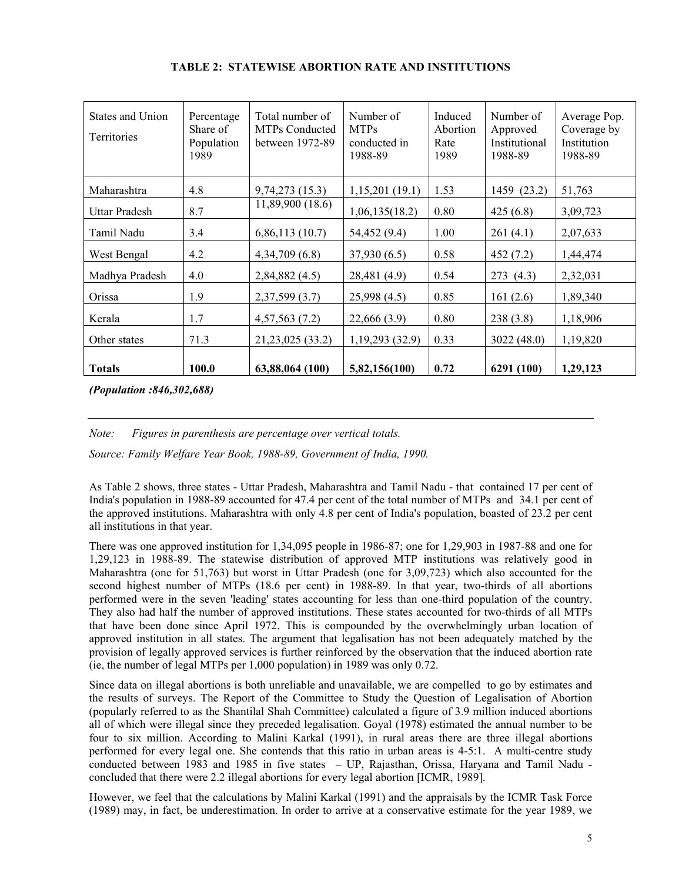**TABLE 2: STATEWISE ABORTION RATE AND INSTITUTIONS**

| States and Union Territories | Percentage Share of Population 1989 | Total number of MTPs Conducted between 1972-89 | Number of MTPs conducted in 1988-89 | Induced Abortion Rate 1989 | Number of Approved Institutional 1988-89 | Average Pop. Coverage by Institution 1988-89 |
|---|---|---|---|---|---|---|
| Maharashtra | 4.8 | 9,74,273 (15.3) | 1,15,201 (19.1) | 1.53 | 1459 (23.2) | 51,763 |
| Uttar Pradesh | 8.7 | 11,89,900 (18.6) | 1,06,135(18.2) | 0.80 | 425 (6.8) | 3,09,723 |
| Tamil Nadu | 3.4 | 6,86,113 (10.7) | 54,452 (9.4) | 1.00 | 261 (4.1) | 2,07,633 |
| West Bengal | 4.2 | 4,34,709 (6.8) | 37,930 (6.5) | 0.58 | 452 (7.2) | 1,44,474 |
| Madhya Pradesh | 4.0 | 2,84,882 (4.5) | 28,481 (4.9) | 0.54 | 273 (4.3) | 2,32,031 |
| Orissa | 1.9 | 2,37,599 (3.7) | 25,998 (4.5) | 0.85 | 161 (2.6) | 1,89,340 |
| Kerala | 1.7 | 4,57,563 (7.2) | 22,666 (3.9) | 0.80 | 238 (3.8) | 1,18,906 |
| Other states | 71.3 | 21,23,025 (33.2) | 1,19,293 (32.9) | 0.33 | 3022 (48.0) | 1,19,820 |
| **Totals** | **100.0** | **63,88,064 (100)** | **5,82,156(100)** | **0.72** | **6291 (100)** | **1,29,123** |

***(Population :846,302,688)***

*Note: Figures in parenthesis are percentage over vertical totals.*

*Source: Family Welfare Year Book, 1988-89, Government of India, 1990.*

As Table 2 shows, three states - Uttar Pradesh, Maharashtra and Tamil Nadu - that contained 17 per cent of India's population in 1988-89 accounted for 47.4 per cent of the total number of MTPs and 34.1 per cent of the approved institutions. Maharashtra with only 4.8 per cent of India's population, boasted of 23.2 per cent all institutions in that year.

There was one approved institution for 1,34,095 people in 1986-87; one for 1,29,903 in 1987-88 and one for 1,29,123 in 1988-89. The statewise distribution of approved MTP institutions was relatively good in Maharashtra (one for 51,763) but worst in Uttar Pradesh (one for 3,09,723) which also accounted for the second highest number of MTPs (18.6 per cent) in 1988-89. In that year, two-thirds of all abortions performed were in the seven 'leading' states accounting for less than one-third population of the country. They also had half the number of approved institutions. These states accounted for two-thirds of all MTPs that have been done since April 1972. This is compounded by the overwhelmingly urban location of approved institution in all states. The argument that legalisation has not been adequately matched by the provision of legally approved services is further reinforced by the observation that the induced abortion rate (ie, the number of legal MTPs per 1,000 population) in 1989 was only 0.72.

Since data on illegal abortions is both unreliable and unavailable, we are compelled to go by estimates and the results of surveys. The Report of the Committee to Study the Question of Legalisation of Abortion (popularly referred to as the Shantilal Shah Committee) calculated a figure of 3.9 million induced abortions all of which were illegal since they preceded legalisation. Goyal (1978) estimated the annual number to be four to six million. According to Malini Karkal (1991), in rural areas there are three illegal abortions performed for every legal one. She contends that this ratio in urban areas is 4-5:1. A multi-centre study conducted between 1983 and 1985 in five states – UP, Rajasthan, Orissa, Haryana and Tamil Nadu - concluded that there were 2.2 illegal abortions for every legal abortion [ICMR, 1989].

However, we feel that the calculations by Malini Karkal (1991) and the appraisals by the ICMR Task Force (1989) may, in fact, be underestimation. In order to arrive at a conservative estimate for the year 1989, we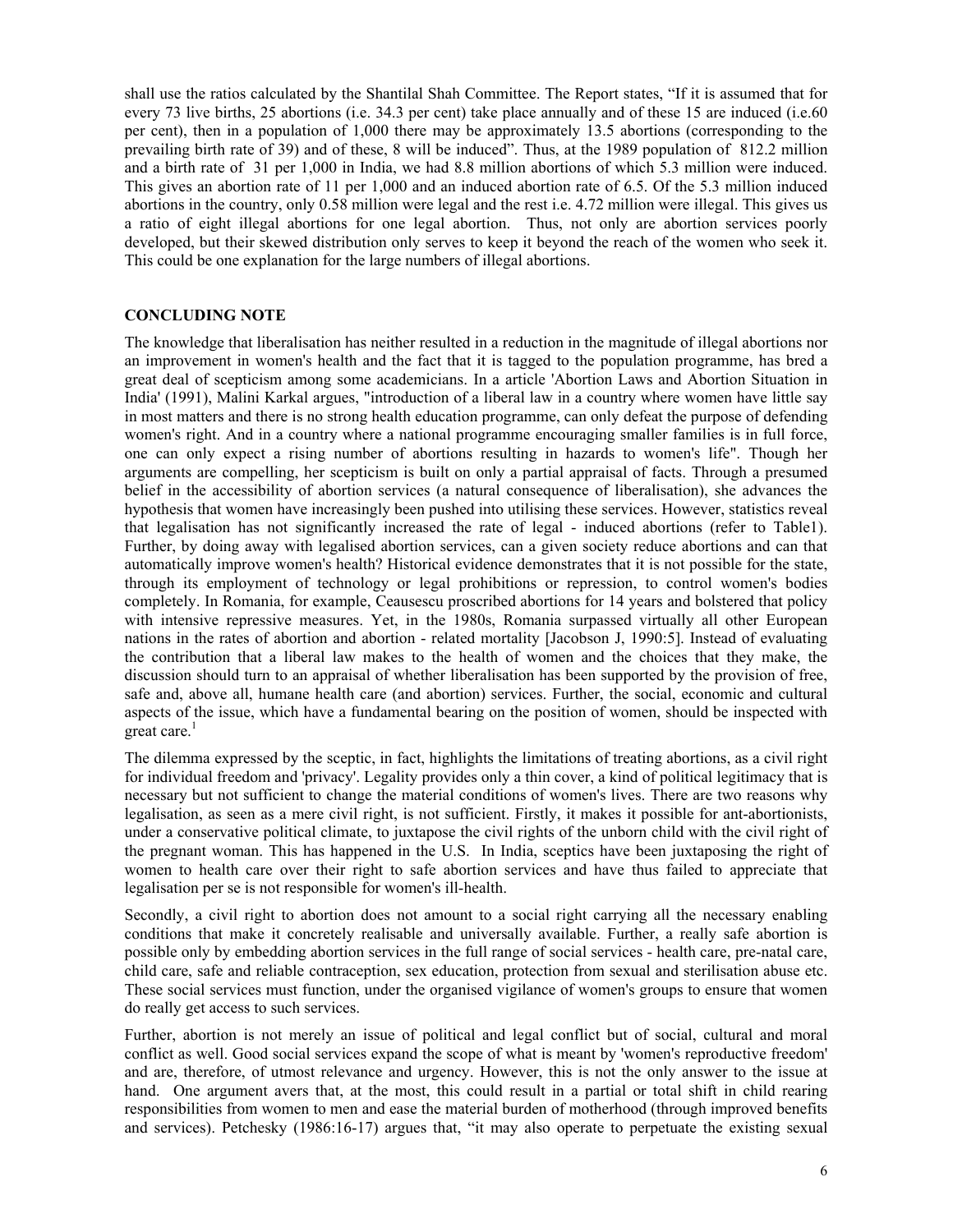shall use the ratios calculated by the Shantilal Shah Committee. The Report states, "If it is assumed that for every 73 live births, 25 abortions (i.e. 34.3 per cent) take place annually and of these 15 are induced (i.e.60 per cent), then in a population of 1,000 there may be approximately 13.5 abortions (corresponding to the prevailing birth rate of 39) and of these, 8 will be induced". Thus, at the 1989 population of 812.2 million and a birth rate of 31 per 1,000 in India, we had 8.8 million abortions of which 5.3 million were induced. This gives an abortion rate of 11 per 1,000 and an induced abortion rate of 6.5. Of the 5.3 million induced abortions in the country, only 0.58 million were legal and the rest i.e. 4.72 million were illegal. This gives us a ratio of eight illegal abortions for one legal abortion. Thus, not only are abortion services poorly developed, but their skewed distribution only serves to keep it beyond the reach of the women who seek it. This could be one explanation for the large numbers of illegal abortions.

## CONCLUDING NOTE

The knowledge that liberalisation has neither resulted in a reduction in the magnitude of illegal abortions nor an improvement in women's health and the fact that it is tagged to the population programme, has bred a great deal of scepticism among some academicians. In a article 'Abortion Laws and Abortion Situation in India' (1991), Malini Karkal argues, "introduction of a liberal law in a country where women have little say in most matters and there is no strong health education programme, can only defeat the purpose of defending women's right. And in a country where a national programme encouraging smaller families is in full force, one can only expect a rising number of abortions resulting in hazards to women's life". Though her arguments are compelling, her scepticism is built on only a partial appraisal of facts. Through a presumed belief in the accessibility of abortion services (a natural consequence of liberalisation), she advances the hypothesis that women have increasingly been pushed into utilising these services. However, statistics reveal that legalisation has not significantly increased the rate of legal - induced abortions (refer to Table1). Further, by doing away with legalised abortion services, can a given society reduce abortions and can that automatically improve women's health? Historical evidence demonstrates that it is not possible for the state, through its employment of technology or legal prohibitions or repression, to control women's bodies completely. In Romania, for example, Ceausescu proscribed abortions for 14 years and bolstered that policy with intensive repressive measures. Yet, in the 1980s, Romania surpassed virtually all other European nations in the rates of abortion and abortion - related mortality [Jacobson J, 1990:5]. Instead of evaluating the contribution that a liberal law makes to the health of women and the choices that they make, the discussion should turn to an appraisal of whether liberalisation has been supported by the provision of free, safe and, above all, humane health care (and abortion) services. Further, the social, economic and cultural aspects of the issue, which have a fundamental bearing on the position of women, should be inspected with great care.[1]

The dilemma expressed by the sceptic, in fact, highlights the limitations of treating abortions, as a civil right for individual freedom and 'privacy'. Legality provides only a thin cover, a kind of political legitimacy that is necessary but not sufficient to change the material conditions of women's lives. There are two reasons why legalisation, as seen as a mere civil right, is not sufficient. Firstly, it makes it possible for ant-abortionists, under a conservative political climate, to juxtapose the civil rights of the unborn child with the civil right of the pregnant woman. This has happened in the U.S. In India, sceptics have been juxtaposing the right of women to health care over their right to safe abortion services and have thus failed to appreciate that legalisation per se is not responsible for women's ill-health.

Secondly, a civil right to abortion does not amount to a social right carrying all the necessary enabling conditions that make it concretely realisable and universally available. Further, a really safe abortion is possible only by embedding abortion services in the full range of social services - health care, pre-natal care, child care, safe and reliable contraception, sex education, protection from sexual and sterilisation abuse etc. These social services must function, under the organised vigilance of women's groups to ensure that women do really get access to such services.

Further, abortion is not merely an issue of political and legal conflict but of social, cultural and moral conflict as well. Good social services expand the scope of what is meant by 'women's reproductive freedom' and are, therefore, of utmost relevance and urgency. However, this is not the only answer to the issue at hand. One argument avers that, at the most, this could result in a partial or total shift in child rearing responsibilities from women to men and ease the material burden of motherhood (through improved benefits and services). Petchesky (1986:16-17) argues that, "it may also operate to perpetuate the existing sexual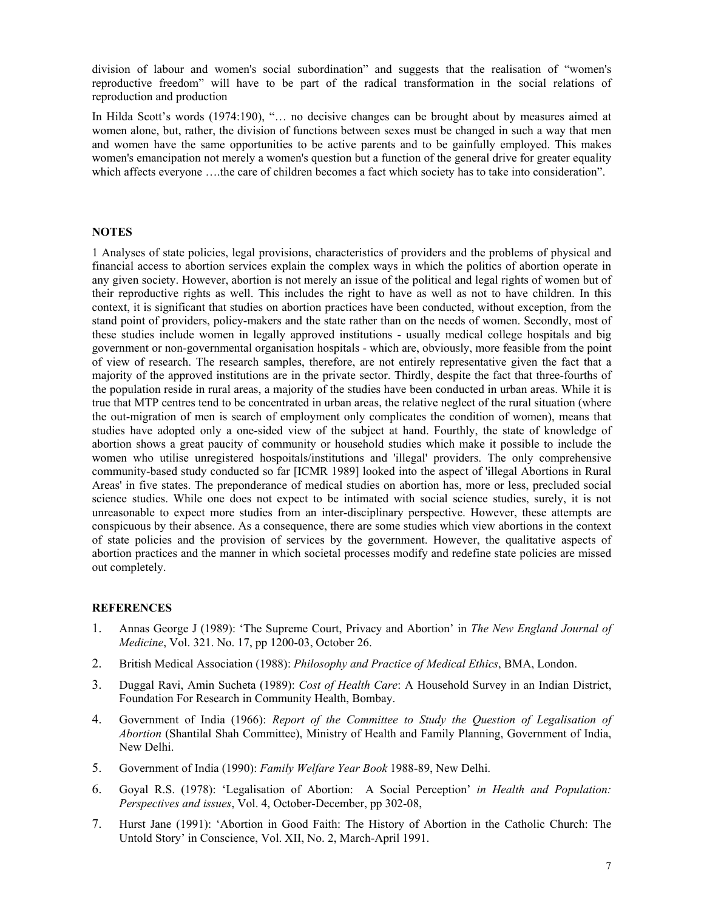division of labour and women's social subordination" and suggests that the realisation of "women's reproductive freedom" will have to be part of the radical transformation in the social relations of reproduction and production

In Hilda Scott's words (1974:190), "… no decisive changes can be brought about by measures aimed at women alone, but, rather, the division of functions between sexes must be changed in such a way that men and women have the same opportunities to be active parents and to be gainfully employed. This makes women's emancipation not merely a women's question but a function of the general drive for greater equality which affects everyone ….the care of children becomes a fact which society has to take into consideration".

## NOTES

1 Analyses of state policies, legal provisions, characteristics of providers and the problems of physical and financial access to abortion services explain the complex ways in which the politics of abortion operate in any given society. However, abortion is not merely an issue of the political and legal rights of women but of their reproductive rights as well. This includes the right to have as well as not to have children. In this context, it is significant that studies on abortion practices have been conducted, without exception, from the stand point of providers, policy-makers and the state rather than on the needs of women. Secondly, most of these studies include women in legally approved institutions - usually medical college hospitals and big government or non-governmental organisation hospitals - which are, obviously, more feasible from the point of view of research. The research samples, therefore, are not entirely representative given the fact that a majority of the approved institutions are in the private sector. Thirdly, despite the fact that three-fourths of the population reside in rural areas, a majority of the studies have been conducted in urban areas. While it is true that MTP centres tend to be concentrated in urban areas, the relative neglect of the rural situation (where the out-migration of men is search of employment only complicates the condition of women), means that studies have adopted only a one-sided view of the subject at hand. Fourthly, the state of knowledge of abortion shows a great paucity of community or household studies which make it possible to include the women who utilise unregistered hospoitals/institutions and 'illegal' providers. The only comprehensive community-based study conducted so far [ICMR 1989] looked into the aspect of 'illegal Abortions in Rural Areas' in five states. The preponderance of medical studies on abortion has, more or less, precluded social science studies. While one does not expect to be intimated with social science studies, surely, it is not unreasonable to expect more studies from an inter-disciplinary perspective. However, these attempts are conspicuous by their absence. As a consequence, there are some studies which view abortions in the context of state policies and the provision of services by the government. However, the qualitative aspects of abortion practices and the manner in which societal processes modify and redefine state policies are missed out completely.

## REFERENCES

1. Annas George J (1989): 'The Supreme Court, Privacy and Abortion' in *The New England Journal of Medicine*, Vol. 321. No. 17, pp 1200-03, October 26.
2. British Medical Association (1988): *Philosophy and Practice of Medical Ethics*, BMA, London.
3. Duggal Ravi, Amin Sucheta (1989): *Cost of Health Care*: A Household Survey in an Indian District, Foundation For Research in Community Health, Bombay.
4. Government of India (1966): *Report of the Committee to Study the Question of Legalisation of Abortion* (Shantilal Shah Committee), Ministry of Health and Family Planning, Government of India, New Delhi.
5. Government of India (1990): *Family Welfare Year Book* 1988-89, New Delhi.
6. Goyal R.S. (1978): 'Legalisation of Abortion: A Social Perception' *in Health and Population: Perspectives and issues*, Vol. 4, October-December, pp 302-08,
7. Hurst Jane (1991): 'Abortion in Good Faith: The History of Abortion in the Catholic Church: The Untold Story' in Conscience, Vol. XII, No. 2, March-April 1991.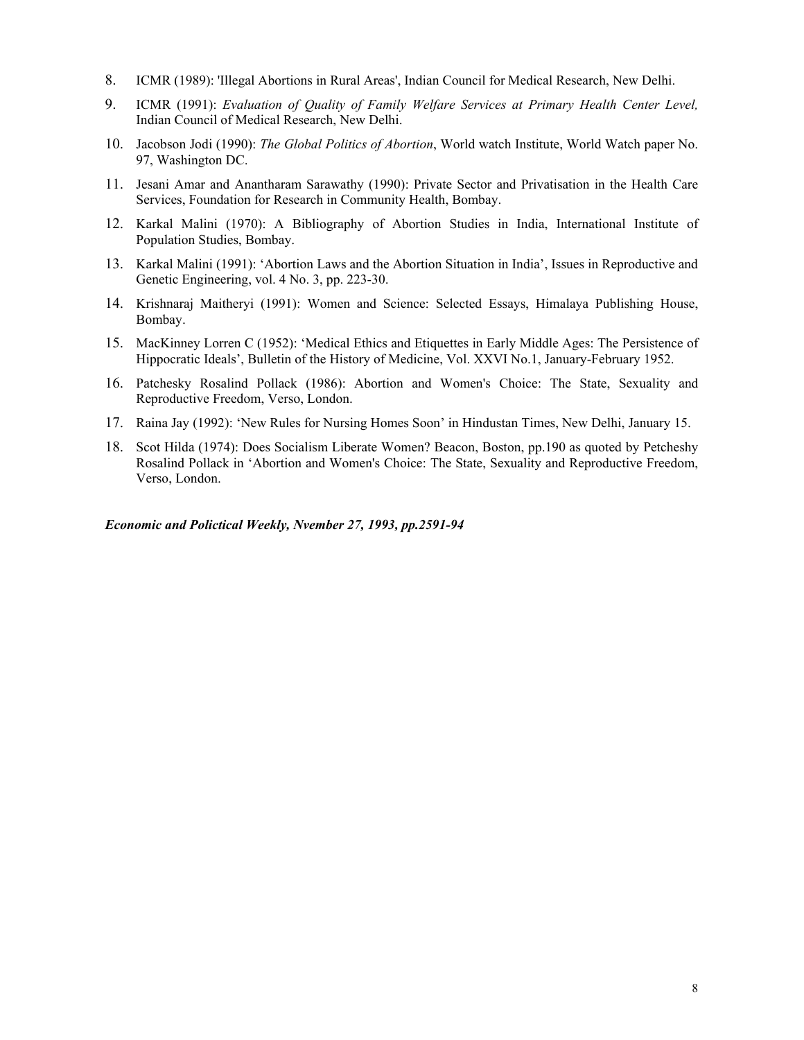8. ICMR (1989): 'Illegal Abortions in Rural Areas', Indian Council for Medical Research, New Delhi.
9. ICMR (1991): *Evaluation of Quality of Family Welfare Services at Primary Health Center Level,* Indian Council of Medical Research, New Delhi.
10. Jacobson Jodi (1990): *The Global Politics of Abortion*, World watch Institute, World Watch paper No. 97, Washington DC.
11. Jesani Amar and Anantharam Sarawathy (1990): Private Sector and Privatisation in the Health Care Services, Foundation for Research in Community Health, Bombay.
12. Karkal Malini (1970): A Bibliography of Abortion Studies in India, International Institute of Population Studies, Bombay.
13. Karkal Malini (1991): 'Abortion Laws and the Abortion Situation in India', Issues in Reproductive and Genetic Engineering, vol. 4 No. 3, pp. 223-30.
14. Krishnaraj Maitheryi (1991): Women and Science: Selected Essays, Himalaya Publishing House, Bombay.
15. MacKinney Lorren C (1952): 'Medical Ethics and Etiquettes in Early Middle Ages: The Persistence of Hippocratic Ideals', Bulletin of the History of Medicine, Vol. XXVI No.1, January-February 1952.
16. Patchesky Rosalind Pollack (1986): Abortion and Women's Choice: The State, Sexuality and Reproductive Freedom, Verso, London.
17. Raina Jay (1992): 'New Rules for Nursing Homes Soon' in Hindustan Times, New Delhi, January 15.
18. Scot Hilda (1974): Does Socialism Liberate Women? Beacon, Boston, pp.190 as quoted by Petcheshy Rosalind Pollack in 'Abortion and Women's Choice: The State, Sexuality and Reproductive Freedom, Verso, London.

***Economic and Polictical Weekly, Nvember 27, 1993, pp.2591-94***